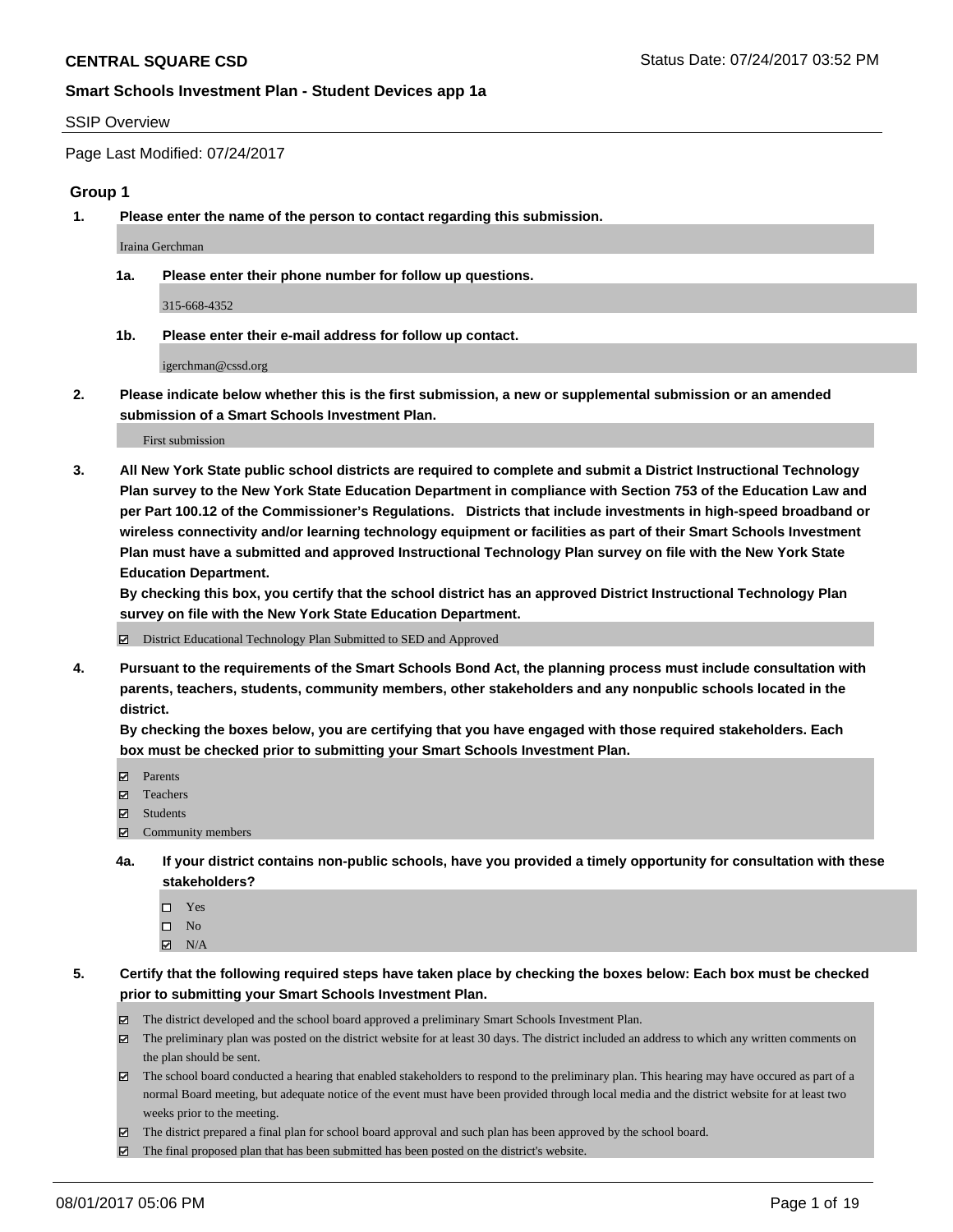**CENTRAL SQUARE CSD**

Status Date: 07/24/2017 03:52 PM

**Smart Schools Investment Plan - Student Devices app 1a**

SSIP Overview

Page Last Modified: 07/24/2017

## Group 1

**1. Please enter the name of the person to contact regarding this submission.**

Iraina Gerchman

**1a. Please enter their phone number for follow up questions.**

315-668-4352

**1b. Please enter their e-mail address for follow up contact.**

igerchman@cssd.org

**2. Please indicate below whether this is the first submission, a new or supplemental submission or an amended submission of a Smart Schools Investment Plan.**

First submission

**3. All New York State public school districts are required to complete and submit a District Instructional Technology Plan survey to the New York State Education Department in compliance with Section 753 of the Education Law and per Part 100.12 of the Commissioner's Regulations. Districts that include investments in high-speed broadband or wireless connectivity and/or learning technology equipment or facilities as part of their Smart Schools Investment Plan must have a submitted and approved Instructional Technology Plan survey on file with the New York State Education Department.**
**By checking this box, you certify that the school district has an approved District Instructional Technology Plan survey on file with the New York State Education Department.**

- ☑ District Educational Technology Plan Submitted to SED and Approved

**4. Pursuant to the requirements of the Smart Schools Bond Act, the planning process must include consultation with parents, teachers, students, community members, other stakeholders and any nonpublic schools located in the district.**
**By checking the boxes below, you are certifying that you have engaged with those required stakeholders. Each box must be checked prior to submitting your Smart Schools Investment Plan.**

- ☑ Parents
- ☑ Teachers
- ☑ Students
- ☑ Community members

**4a. If your district contains non-public schools, have you provided a timely opportunity for consultation with these stakeholders?**

- ☐ Yes
- ☐ No
- ☑ N/A

**5. Certify that the following required steps have taken place by checking the boxes below: Each box must be checked prior to submitting your Smart Schools Investment Plan.**

- ☑ The district developed and the school board approved a preliminary Smart Schools Investment Plan.
- ☑ The preliminary plan was posted on the district website for at least 30 days. The district included an address to which any written comments on the plan should be sent.
- ☑ The school board conducted a hearing that enabled stakeholders to respond to the preliminary plan. This hearing may have occured as part of a normal Board meeting, but adequate notice of the event must have been provided through local media and the district website for at least two weeks prior to the meeting.
- ☑ The district prepared a final plan for school board approval and such plan has been approved by the school board.
- ☑ The final proposed plan that has been submitted has been posted on the district's website.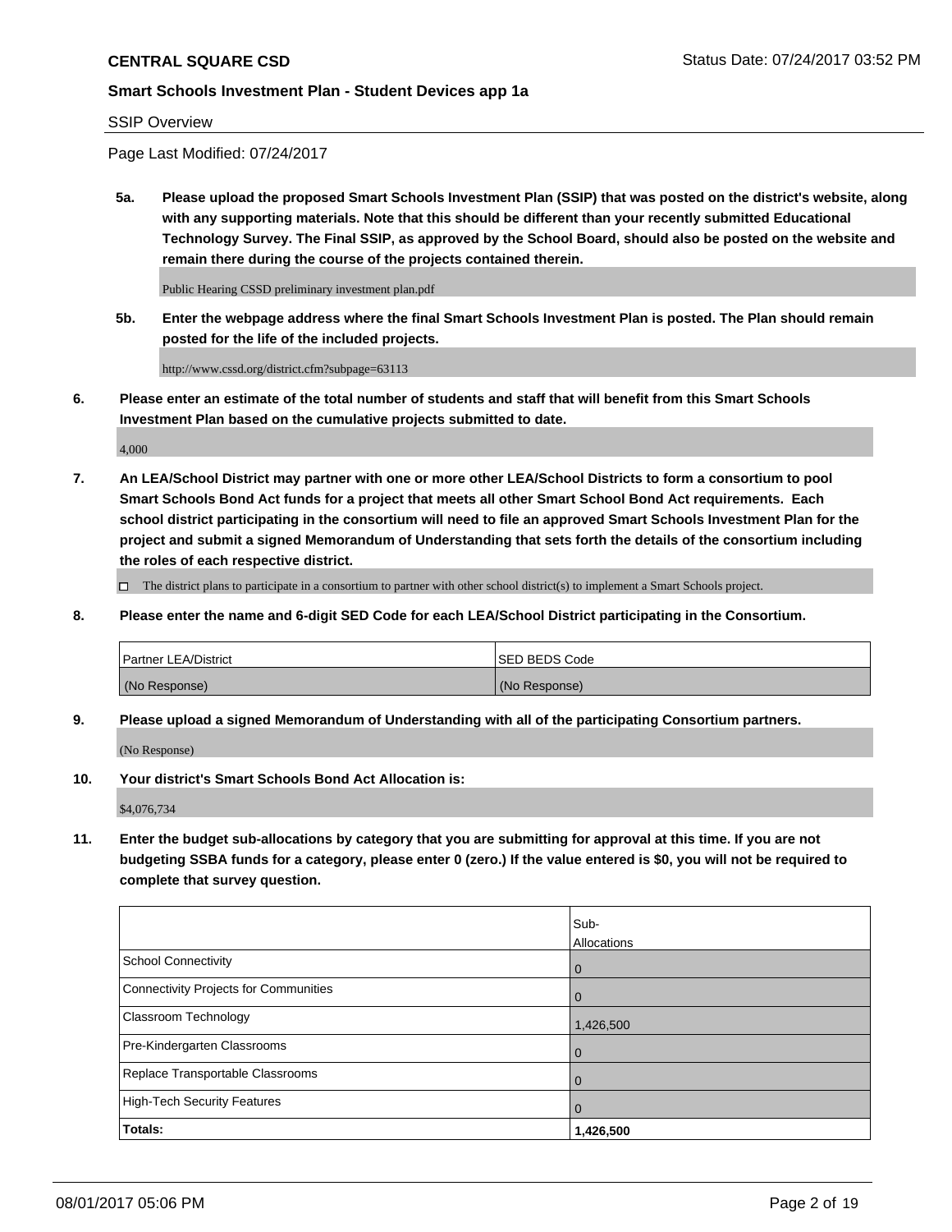SSIP Overview

Page Last Modified: 07/24/2017

**5a. Please upload the proposed Smart Schools Investment Plan (SSIP) that was posted on the district's website, along with any supporting materials. Note that this should be different than your recently submitted Educational Technology Survey. The Final SSIP, as approved by the School Board, should also be posted on the website and remain there during the course of the projects contained therein.**

Public Hearing CSSD preliminary investment plan.pdf

**5b. Enter the webpage address where the final Smart Schools Investment Plan is posted. The Plan should remain posted for the life of the included projects.**

http://www.cssd.org/district.cfm?subpage=63113

**6. Please enter an estimate of the total number of students and staff that will benefit from this Smart Schools Investment Plan based on the cumulative projects submitted to date.**

4,000

**7. An LEA/School District may partner with one or more other LEA/School Districts to form a consortium to pool Smart Schools Bond Act funds for a project that meets all other Smart School Bond Act requirements. Each school district participating in the consortium will need to file an approved Smart Schools Investment Plan for the project and submit a signed Memorandum of Understanding that sets forth the details of the consortium including the roles of each respective district.**

☐ The district plans to participate in a consortium to partner with other school district(s) to implement a Smart Schools project.

**8. Please enter the name and 6-digit SED Code for each LEA/School District participating in the Consortium.**

| Partner LEA/District | SED BEDS Code |
|---|---|
| (No Response) | (No Response) |

**9. Please upload a signed Memorandum of Understanding with all of the participating Consortium partners.**

(No Response)

**10. Your district's Smart Schools Bond Act Allocation is:**

$4,076,734

**11. Enter the budget sub-allocations by category that you are submitting for approval at this time. If you are not budgeting SSBA funds for a category, please enter 0 (zero.) If the value entered is $0, you will not be required to complete that survey question.**

| | Sub-Allocations |
|---|---|
| School Connectivity | 0 |
| Connectivity Projects for Communities | 0 |
| Classroom Technology | 1,426,500 |
| Pre-Kindergarten Classrooms | 0 |
| Replace Transportable Classrooms | 0 |
| High-Tech Security Features | 0 |
| **Totals:** | **1,426,500** |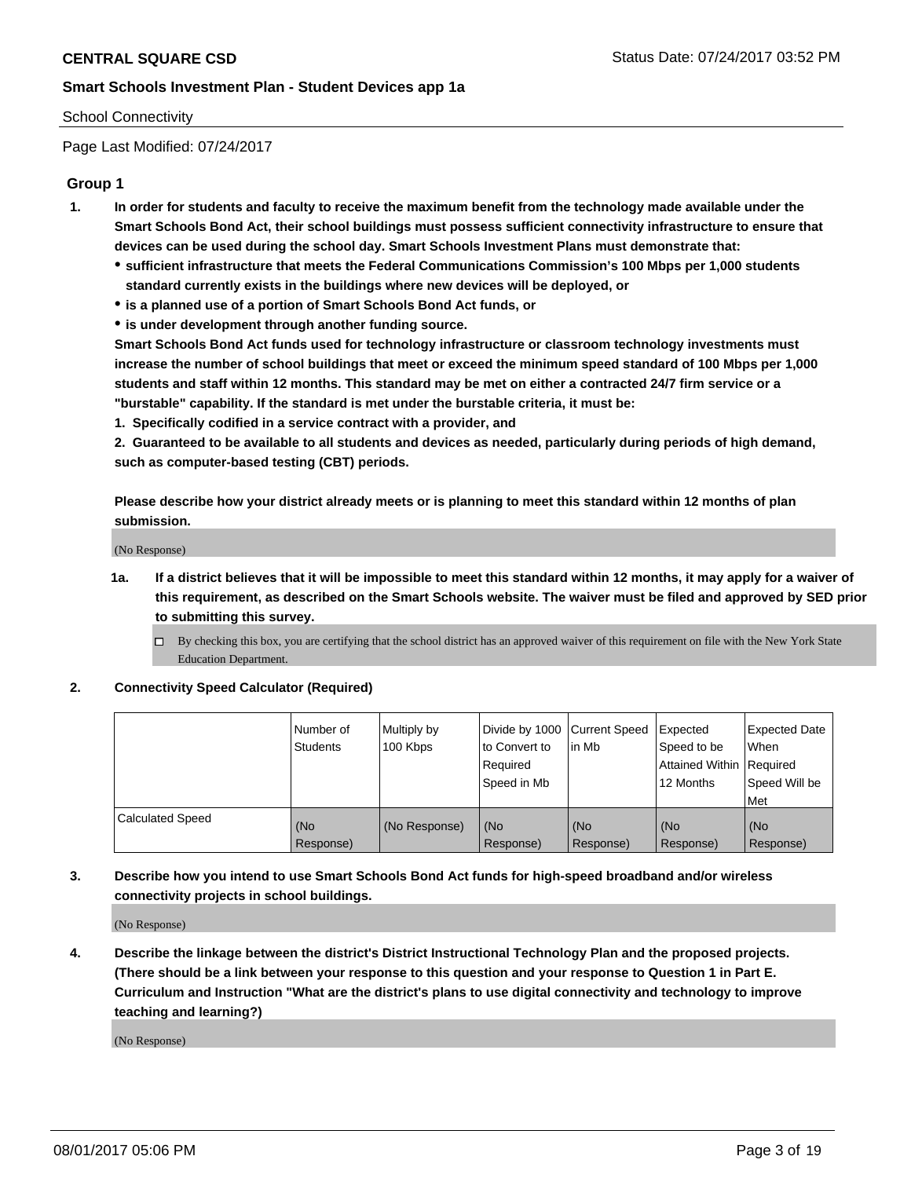School Connectivity

Page Last Modified: 07/24/2017

## Group 1

1. **In order for students and faculty to receive the maximum benefit from the technology made available under the Smart Schools Bond Act, their school buildings must possess sufficient connectivity infrastructure to ensure that devices can be used during the school day. Smart Schools Investment Plans must demonstrate that:**
   - **sufficient infrastructure that meets the Federal Communications Commission's 100 Mbps per 1,000 students standard currently exists in the buildings where new devices will be deployed, or**
   - **is a planned use of a portion of Smart Schools Bond Act funds, or**
   - **is under development through another funding source.**

   **Smart Schools Bond Act funds used for technology infrastructure or classroom technology investments must increase the number of school buildings that meet or exceed the minimum speed standard of 100 Mbps per 1,000 students and staff within 12 months. This standard may be met on either a contracted 24/7 firm service or a "burstable" capability. If the standard is met under the burstable criteria, it must be:**

   **1. Specifically codified in a service contract with a provider, and**

   **2. Guaranteed to be available to all students and devices as needed, particularly during periods of high demand, such as computer-based testing (CBT) periods.**

   **Please describe how your district already meets or is planning to meet this standard within 12 months of plan submission.**

   (No Response)

   1a. **If a district believes that it will be impossible to meet this standard within 12 months, it may apply for a waiver of this requirement, as described on the Smart Schools website. The waiver must be filed and approved by SED prior to submitting this survey.**

   ☐ By checking this box, you are certifying that the school district has an approved waiver of this requirement on file with the New York State Education Department.

2. **Connectivity Speed Calculator (Required)**

| | Number of Students | Multiply by 100 Kbps | Divide by 1000 to Convert to Required Speed in Mb | Current Speed in Mb | Expected Speed to be Attained Within 12 Months | Expected Date When Required Speed Will be Met |
|---|---|---|---|---|---|---|
| Calculated Speed | (No Response) | (No Response) | (No Response) | (No Response) | (No Response) | (No Response) |

3. **Describe how you intend to use Smart Schools Bond Act funds for high-speed broadband and/or wireless connectivity projects in school buildings.**

   (No Response)

4. **Describe the linkage between the district's District Instructional Technology Plan and the proposed projects. (There should be a link between your response to this question and your response to Question 1 in Part E. Curriculum and Instruction "What are the district's plans to use digital connectivity and technology to improve teaching and learning?)**

   (No Response)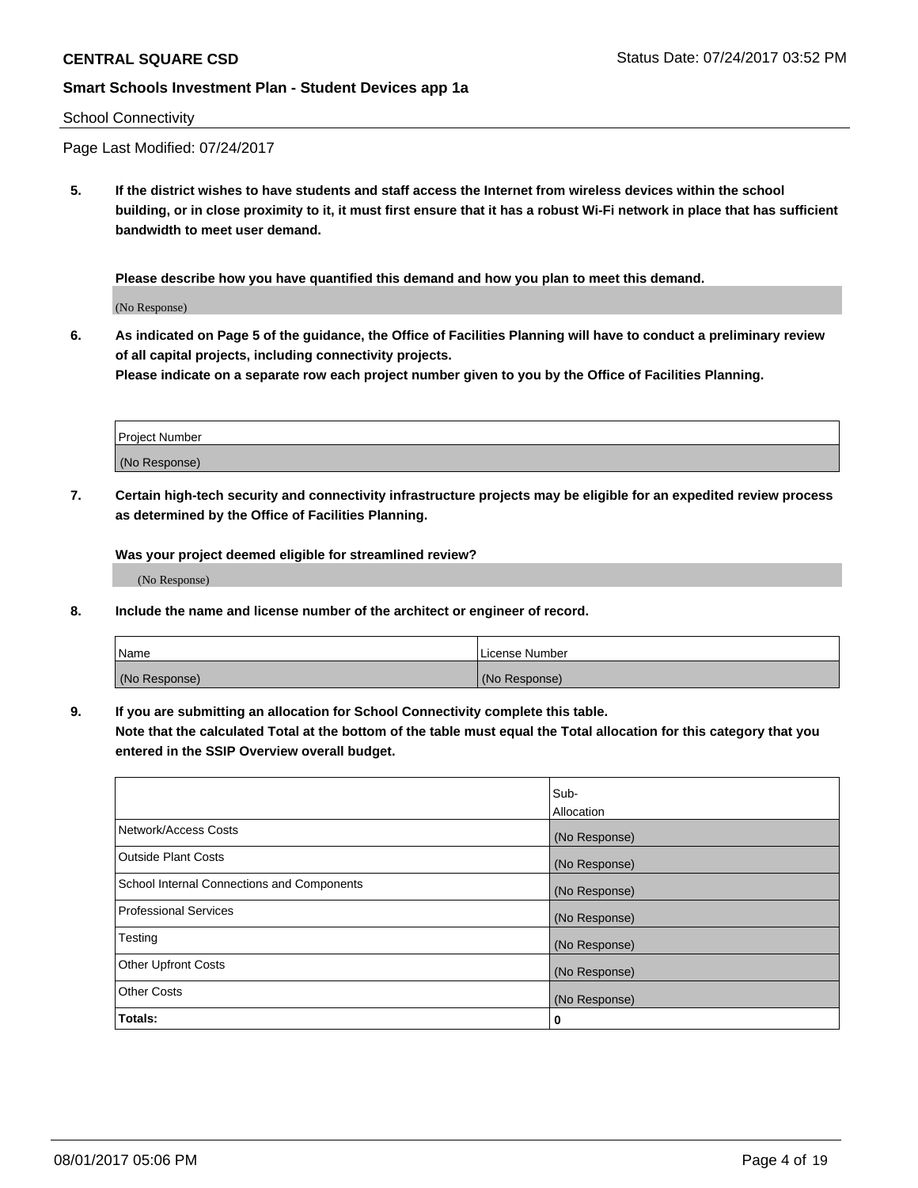**CENTRAL SQUARE CSD**

**Smart Schools Investment Plan - Student Devices app 1a**

School Connectivity

Page Last Modified: 07/24/2017

**5. If the district wishes to have students and staff access the Internet from wireless devices within the school building, or in close proximity to it, it must first ensure that it has a robust Wi-Fi network in place that has sufficient bandwidth to meet user demand.**

**Please describe how you have quantified this demand and how you plan to meet this demand.**

(No Response)

**6. As indicated on Page 5 of the guidance, the Office of Facilities Planning will have to conduct a preliminary review of all capital projects, including connectivity projects.**
**Please indicate on a separate row each project number given to you by the Office of Facilities Planning.**

| Project Number |
|---|
| (No Response) |

**7. Certain high-tech security and connectivity infrastructure projects may be eligible for an expedited review process as determined by the Office of Facilities Planning.**

**Was your project deemed eligible for streamlined review?**

(No Response)

**8. Include the name and license number of the architect or engineer of record.**

| Name | License Number |
|---|---|
| (No Response) | (No Response) |

**9. If you are submitting an allocation for School Connectivity complete this table.**
**Note that the calculated Total at the bottom of the table must equal the Total allocation for this category that you entered in the SSIP Overview overall budget.**

| | Sub-Allocation |
|---|---|
| Network/Access Costs | (No Response) |
| Outside Plant Costs | (No Response) |
| School Internal Connections and Components | (No Response) |
| Professional Services | (No Response) |
| Testing | (No Response) |
| Other Upfront Costs | (No Response) |
| Other Costs | (No Response) |
| **Totals:** | **0** |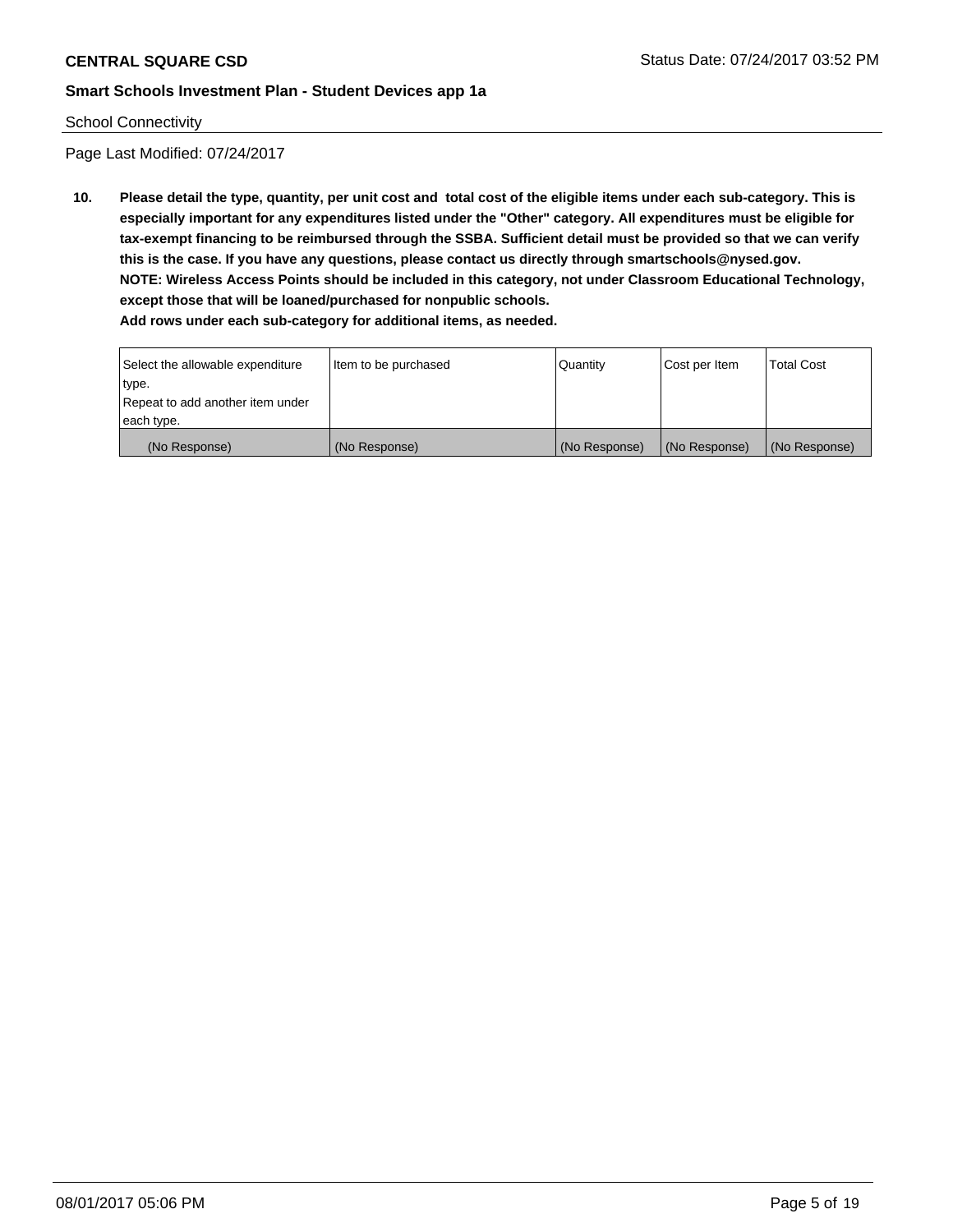School Connectivity

Page Last Modified: 07/24/2017

**10. Please detail the type, quantity, per unit cost and total cost of the eligible items under each sub-category. This is especially important for any expenditures listed under the "Other" category. All expenditures must be eligible for tax-exempt financing to be reimbursed through the SSBA. Sufficient detail must be provided so that we can verify this is the case. If you have any questions, please contact us directly through smartschools@nysed.gov.**
**NOTE: Wireless Access Points should be included in this category, not under Classroom Educational Technology, except those that will be loaned/purchased for nonpublic schools.**
**Add rows under each sub-category for additional items, as needed.**

| Select the allowable expenditure type. Repeat to add another item under each type. | Item to be purchased | Quantity | Cost per Item | Total Cost |
|---|---|---|---|---|
| (No Response) | (No Response) | (No Response) | (No Response) | (No Response) |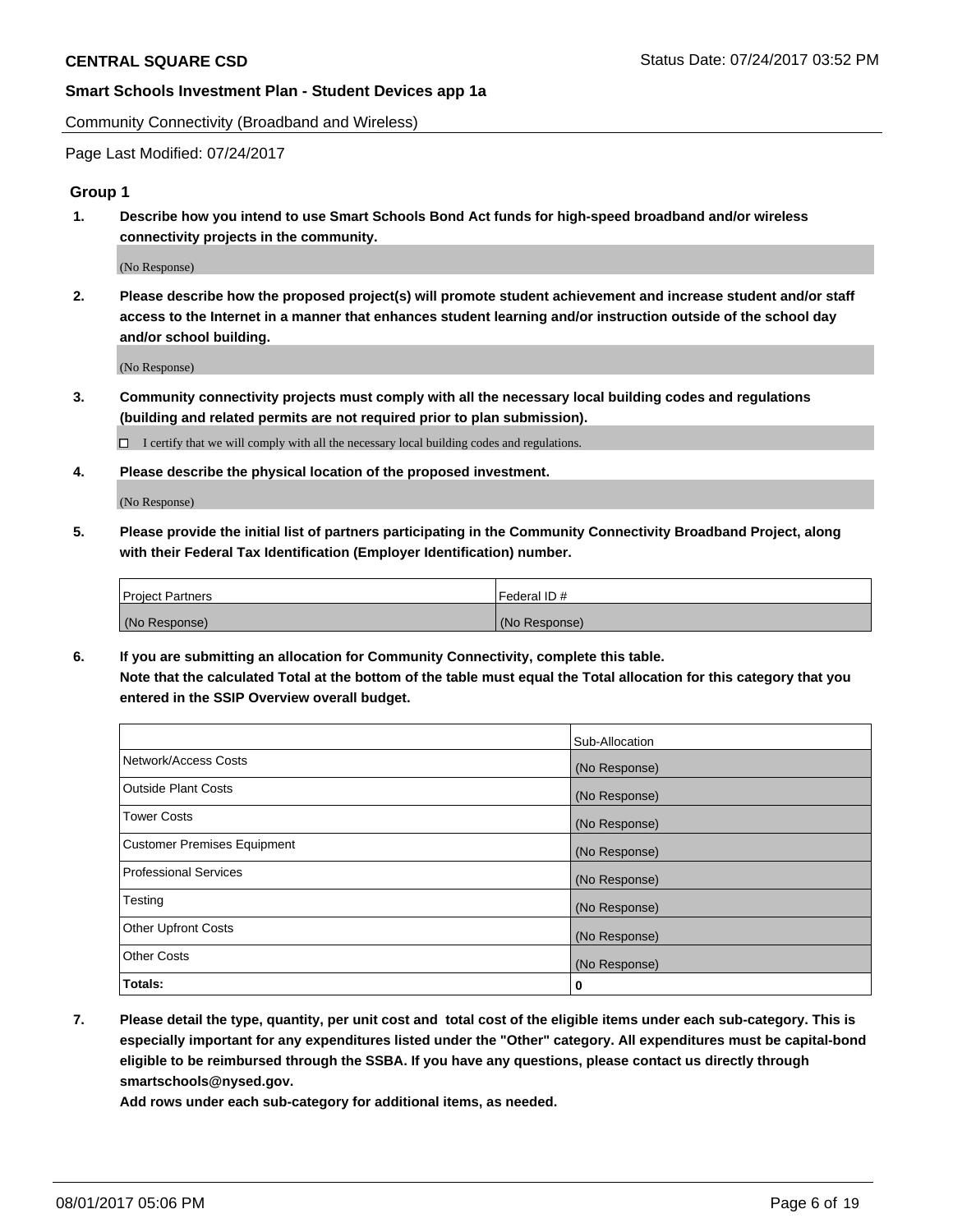Community Connectivity (Broadband and Wireless)

Page Last Modified: 07/24/2017

## Group 1

**1. Describe how you intend to use Smart Schools Bond Act funds for high-speed broadband and/or wireless connectivity projects in the community.**

(No Response)

**2. Please describe how the proposed project(s) will promote student achievement and increase student and/or staff access to the Internet in a manner that enhances student learning and/or instruction outside of the school day and/or school building.**

(No Response)

**3. Community connectivity projects must comply with all the necessary local building codes and regulations (building and related permits are not required prior to plan submission).**

☐ I certify that we will comply with all the necessary local building codes and regulations.

**4. Please describe the physical location of the proposed investment.**

(No Response)

**5. Please provide the initial list of partners participating in the Community Connectivity Broadband Project, along with their Federal Tax Identification (Employer Identification) number.**

| Project Partners | Federal ID # |
|---|---|
| (No Response) | (No Response) |

**6. If you are submitting an allocation for Community Connectivity, complete this table. Note that the calculated Total at the bottom of the table must equal the Total allocation for this category that you entered in the SSIP Overview overall budget.**

| | Sub-Allocation |
|---|---|
| Network/Access Costs | (No Response) |
| Outside Plant Costs | (No Response) |
| Tower Costs | (No Response) |
| Customer Premises Equipment | (No Response) |
| Professional Services | (No Response) |
| Testing | (No Response) |
| Other Upfront Costs | (No Response) |
| Other Costs | (No Response) |
| **Totals:** | **0** |

**7. Please detail the type, quantity, per unit cost and total cost of the eligible items under each sub-category. This is especially important for any expenditures listed under the "Other" category. All expenditures must be capital-bond eligible to be reimbursed through the SSBA. If you have any questions, please contact us directly through smartschools@nysed.gov.**
**Add rows under each sub-category for additional items, as needed.**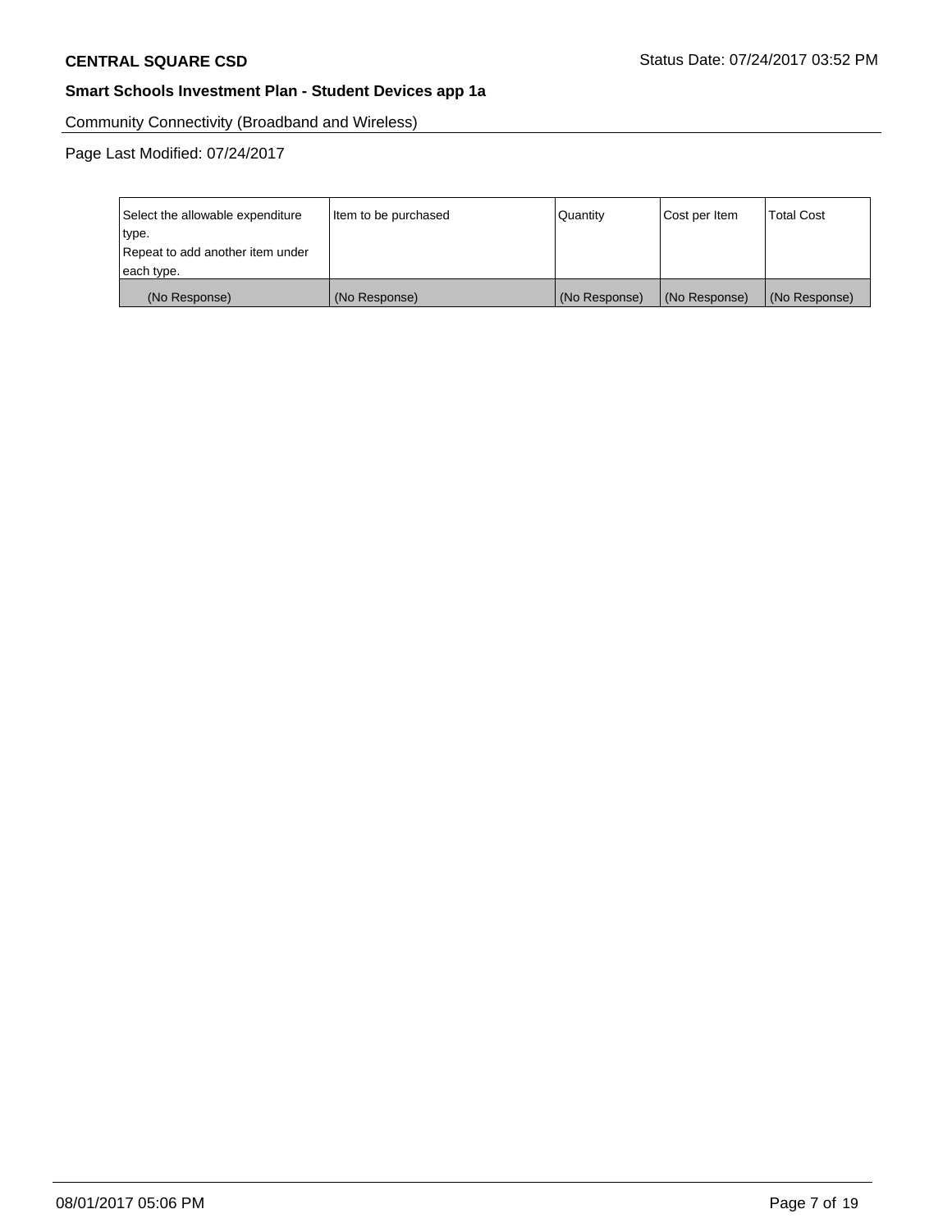Community Connectivity (Broadband and Wireless)

Page Last Modified: 07/24/2017

| Select the allowable expenditure type. Repeat to add another item under each type. | Item to be purchased | Quantity | Cost per Item | Total Cost |
| --- | --- | --- | --- | --- |
| (No Response) | (No Response) | (No Response) | (No Response) | (No Response) |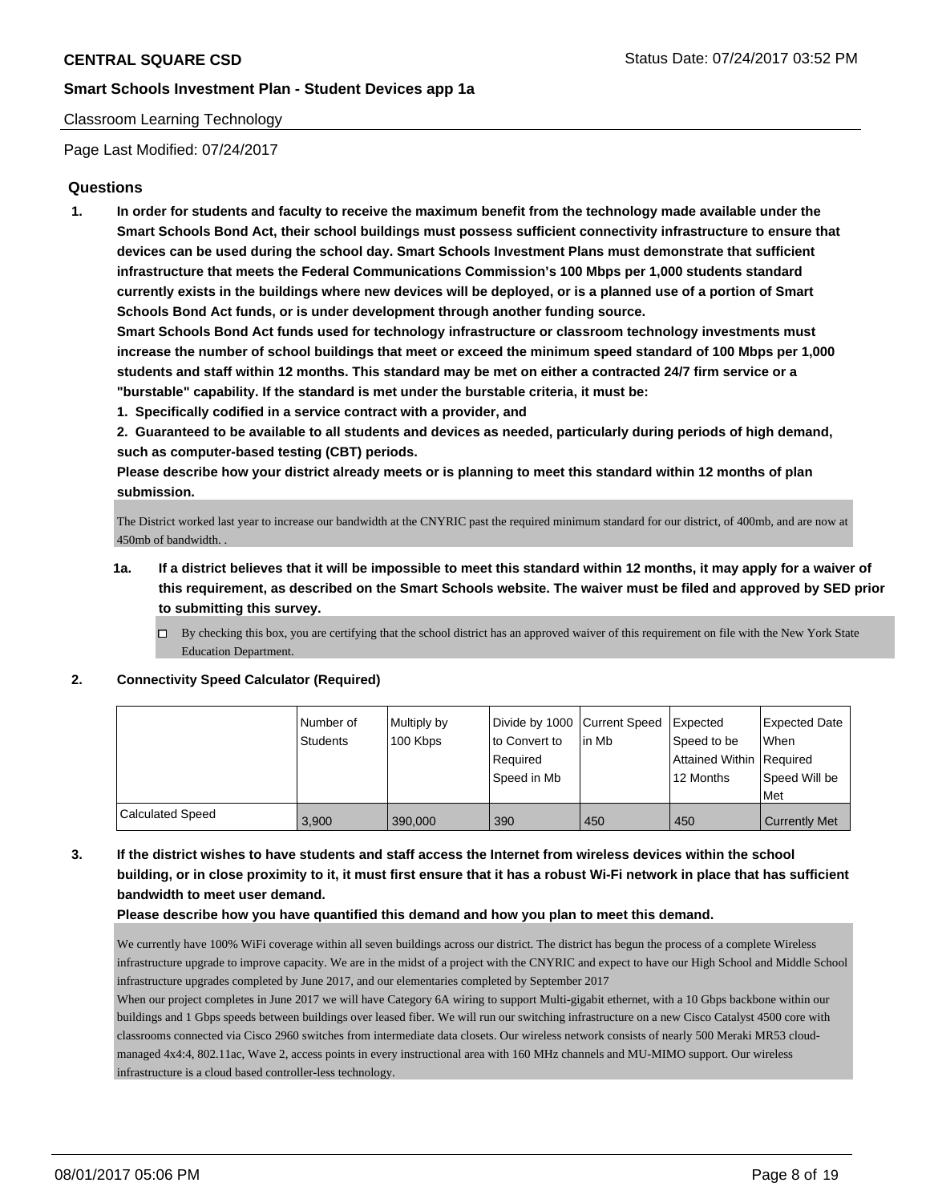**CENTRAL SQUARE CSD** Status Date: 07/24/2017 03:52 PM

**Smart Schools Investment Plan - Student Devices app 1a**

Classroom Learning Technology

Page Last Modified: 07/24/2017

## Questions

**1. In order for students and faculty to receive the maximum benefit from the technology made available under the Smart Schools Bond Act, their school buildings must possess sufficient connectivity infrastructure to ensure that devices can be used during the school day. Smart Schools Investment Plans must demonstrate that sufficient infrastructure that meets the Federal Communications Commission's 100 Mbps per 1,000 students standard currently exists in the buildings where new devices will be deployed, or is a planned use of a portion of Smart Schools Bond Act funds, or is under development through another funding source.**

**Smart Schools Bond Act funds used for technology infrastructure or classroom technology investments must increase the number of school buildings that meet or exceed the minimum speed standard of 100 Mbps per 1,000 students and staff within 12 months. This standard may be met on either a contracted 24/7 firm service or a "burstable" capability. If the standard is met under the burstable criteria, it must be:**

**1. Specifically codified in a service contract with a provider, and**

**2. Guaranteed to be available to all students and devices as needed, particularly during periods of high demand, such as computer-based testing (CBT) periods.**

**Please describe how your district already meets or is planning to meet this standard within 12 months of plan submission.**

The District worked last year to increase our bandwidth at the CNYRIC past the required minimum standard for our district, of 400mb, and are now at 450mb of bandwidth. .

**1a. If a district believes that it will be impossible to meet this standard within 12 months, it may apply for a waiver of this requirement, as described on the Smart Schools website. The waiver must be filed and approved by SED prior to submitting this survey.**

☐ By checking this box, you are certifying that the school district has an approved waiver of this requirement on file with the New York State Education Department.

**2. Connectivity Speed Calculator (Required)**

| | Number of Students | Multiply by 100 Kbps | Divide by 1000 to Convert to Required Speed in Mb | Current Speed in Mb | Expected Speed to be Attained Within 12 Months | Expected Date When Required Speed Will be Met |
|---|---|---|---|---|---|---|
| Calculated Speed | 3,900 | 390,000 | 390 | 450 | 450 | Currently Met |

**3. If the district wishes to have students and staff access the Internet from wireless devices within the school building, or in close proximity to it, it must first ensure that it has a robust Wi-Fi network in place that has sufficient bandwidth to meet user demand.**

**Please describe how you have quantified this demand and how you plan to meet this demand.**

We currently have 100% WiFi coverage within all seven buildings across our district. The district has begun the process of a complete Wireless infrastructure upgrade to improve capacity. We are in the midst of a project with the CNYRIC and expect to have our High School and Middle School infrastructure upgrades completed by June 2017, and our elementaries completed by September 2017

When our project completes in June 2017 we will have Category 6A wiring to support Multi-gigabit ethernet, with a 10 Gbps backbone within our buildings and 1 Gbps speeds between buildings over leased fiber. We will run our switching infrastructure on a new Cisco Catalyst 4500 core with classrooms connected via Cisco 2960 switches from intermediate data closets. Our wireless network consists of nearly 500 Meraki MR53 cloud-managed 4x4:4, 802.11ac, Wave 2, access points in every instructional area with 160 MHz channels and MU-MIMO support. Our wireless infrastructure is a cloud based controller-less technology.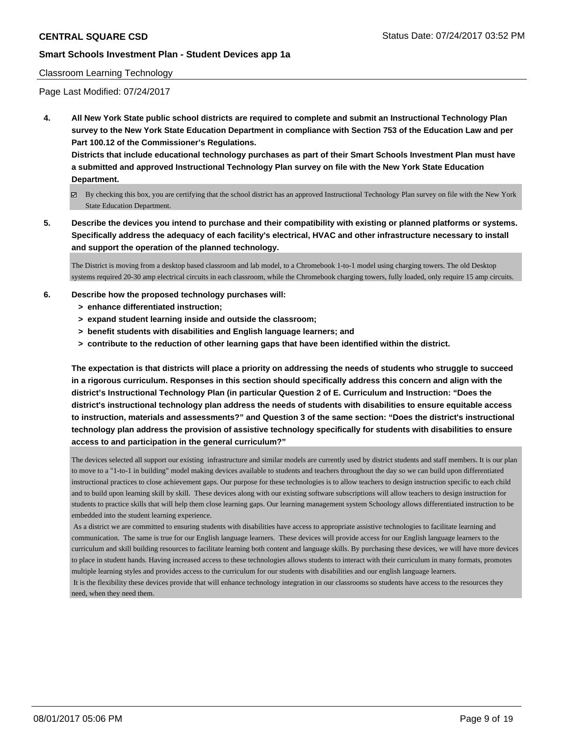Classroom Learning Technology

Page Last Modified: 07/24/2017

**4. All New York State public school districts are required to complete and submit an Instructional Technology Plan survey to the New York State Education Department in compliance with Section 753 of the Education Law and per Part 100.12 of the Commissioner's Regulations.**

**Districts that include educational technology purchases as part of their Smart Schools Investment Plan must have a submitted and approved Instructional Technology Plan survey on file with the New York State Education Department.**

☑ By checking this box, you are certifying that the school district has an approved Instructional Technology Plan survey on file with the New York State Education Department.

**5. Describe the devices you intend to purchase and their compatibility with existing or planned platforms or systems. Specifically address the adequacy of each facility's electrical, HVAC and other infrastructure necessary to install and support the operation of the planned technology.**

The District is moving from a desktop based classroom and lab model, to a Chromebook 1-to-1 model using charging towers. The old Desktop systems required 20-30 amp electrical circuits in each classroom, while the Chromebook charging towers, fully loaded, only require 15 amp circuits.

**6. Describe how the proposed technology purchases will:**
- **> enhance differentiated instruction;**
- **> expand student learning inside and outside the classroom;**
- **> benefit students with disabilities and English language learners; and**
- **> contribute to the reduction of other learning gaps that have been identified within the district.**

**The expectation is that districts will place a priority on addressing the needs of students who struggle to succeed in a rigorous curriculum. Responses in this section should specifically address this concern and align with the district's Instructional Technology Plan (in particular Question 2 of E. Curriculum and Instruction: "Does the district's instructional technology plan address the needs of students with disabilities to ensure equitable access to instruction, materials and assessments?" and Question 3 of the same section: "Does the district's instructional technology plan address the provision of assistive technology specifically for students with disabilities to ensure access to and participation in the general curriculum?"**

The devices selected all support our existing infrastructure and similar models are currently used by district students and staff members. It is our plan to move to a "1-to-1 in building" model making devices available to students and teachers throughout the day so we can build upon differentiated instructional practices to close achievement gaps. Our purpose for these technologies is to allow teachers to design instruction specific to each child and to build upon learning skill by skill. These devices along with our existing software subscriptions will allow teachers to design instruction for students to practice skills that will help them close learning gaps. Our learning management system Schoology allows differentiated instruction to be embedded into the student learning experience.

As a district we are committed to ensuring students with disabilities have access to appropriate assistive technologies to facilitate learning and communication. The same is true for our English language learners. These devices will provide access for our English language learners to the curriculum and skill building resources to facilitate learning both content and language skills. By purchasing these devices, we will have more devices to place in student hands. Having increased access to these technologies allows students to interact with their curriculum in many formats, promotes multiple learning styles and provides access to the curriculum for our students with disabilities and our english language learners.

It is the flexibility these devices provide that will enhance technology integration in our classrooms so students have access to the resources they need, when they need them.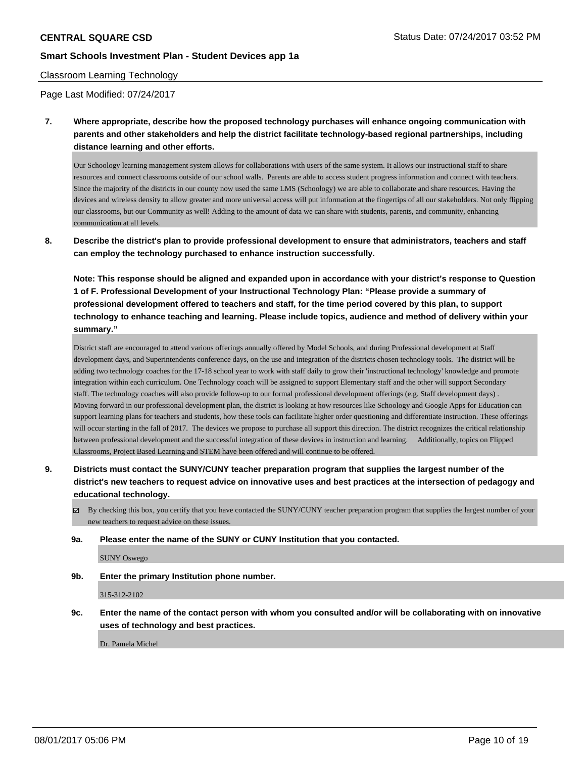Classroom Learning Technology

Page Last Modified: 07/24/2017

**7. Where appropriate, describe how the proposed technology purchases will enhance ongoing communication with parents and other stakeholders and help the district facilitate technology-based regional partnerships, including distance learning and other efforts.**

Our Schoology learning management system allows for collaborations with users of the same system. It allows our instructional staff to share resources and connect classrooms outside of our school walls. Parents are able to access student progress information and connect with teachers. Since the majority of the districts in our county now used the same LMS (Schoology) we are able to collaborate and share resources. Having the devices and wireless density to allow greater and more universal access will put information at the fingertips of all our stakeholders. Not only flipping our classrooms, but our Community as well! Adding to the amount of data we can share with students, parents, and community, enhancing communication at all levels.

**8. Describe the district's plan to provide professional development to ensure that administrators, teachers and staff can employ the technology purchased to enhance instruction successfully.**

**Note: This response should be aligned and expanded upon in accordance with your district's response to Question 1 of F. Professional Development of your Instructional Technology Plan: "Please provide a summary of professional development offered to teachers and staff, for the time period covered by this plan, to support technology to enhance teaching and learning. Please include topics, audience and method of delivery within your summary."**

District staff are encouraged to attend various offerings annually offered by Model Schools, and during Professional development at Staff development days, and Superintendents conference days, on the use and integration of the districts chosen technology tools. The district will be adding two technology coaches for the 17-18 school year to work with staff daily to grow their 'instructional technology' knowledge and promote integration within each curriculum. One Technology coach will be assigned to support Elementary staff and the other will support Secondary staff. The technology coaches will also provide follow-up to our formal professional development offerings (e.g. Staff development days) . Moving forward in our professional development plan, the district is looking at how resources like Schoology and Google Apps for Education can support learning plans for teachers and students, how these tools can facilitate higher order questioning and differentiate instruction. These offerings will occur starting in the fall of 2017. The devices we propose to purchase all support this direction. The district recognizes the critical relationship between professional development and the successful integration of these devices in instruction and learning. Additionally, topics on Flipped Classrooms, Project Based Learning and STEM have been offered and will continue to be offered.

**9. Districts must contact the SUNY/CUNY teacher preparation program that supplies the largest number of the district's new teachers to request advice on innovative uses and best practices at the intersection of pedagogy and educational technology.**

☑ By checking this box, you certify that you have contacted the SUNY/CUNY teacher preparation program that supplies the largest number of your new teachers to request advice on these issues.

**9a. Please enter the name of the SUNY or CUNY Institution that you contacted.**

SUNY Oswego

**9b. Enter the primary Institution phone number.**

315-312-2102

**9c. Enter the name of the contact person with whom you consulted and/or will be collaborating with on innovative uses of technology and best practices.**

Dr. Pamela Michel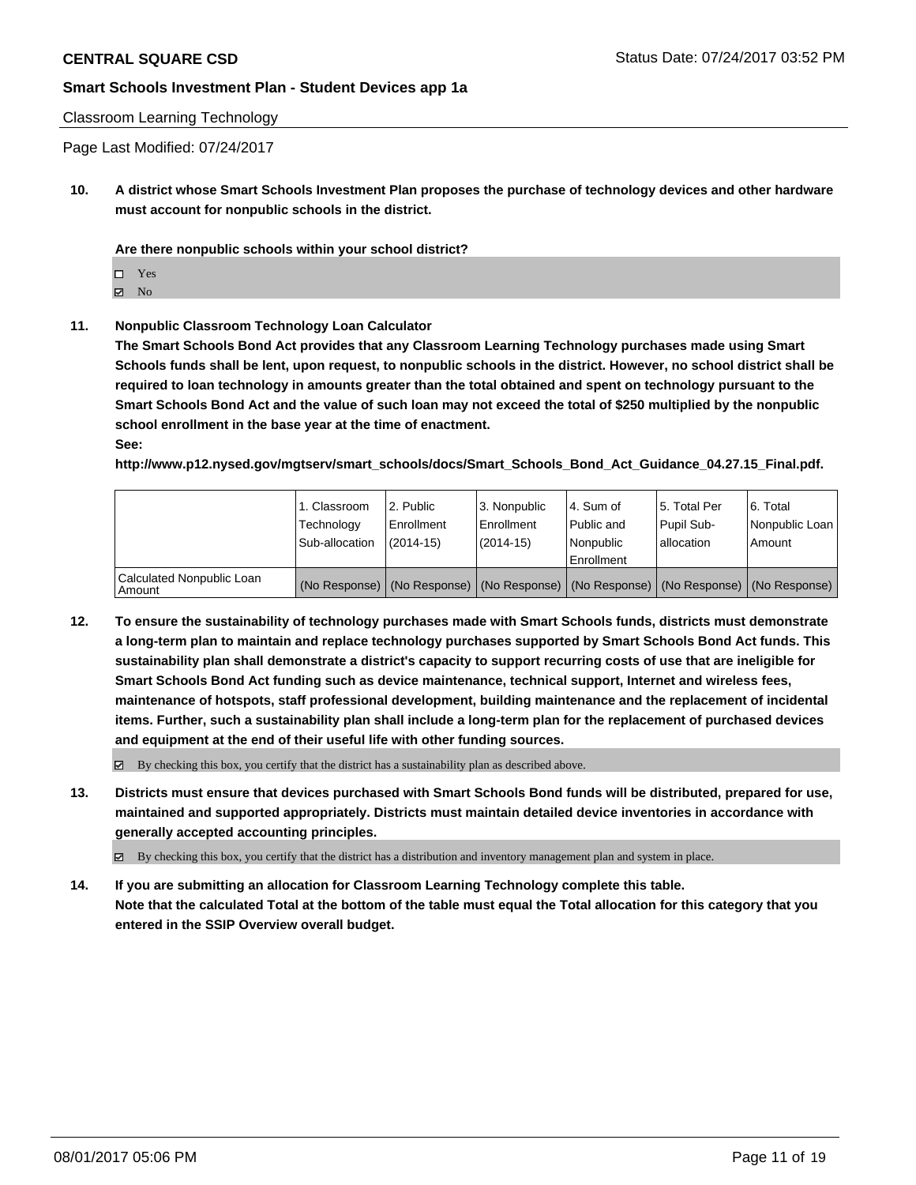Classroom Learning Technology

Page Last Modified: 07/24/2017

**10. A district whose Smart Schools Investment Plan proposes the purchase of technology devices and other hardware must account for nonpublic schools in the district.**

**Are there nonpublic schools within your school district?**

- ☐ Yes
- ☑ No

**11. Nonpublic Classroom Technology Loan Calculator**

**The Smart Schools Bond Act provides that any Classroom Learning Technology purchases made using Smart Schools funds shall be lent, upon request, to nonpublic schools in the district. However, no school district shall be required to loan technology in amounts greater than the total obtained and spent on technology pursuant to the Smart Schools Bond Act and the value of such loan may not exceed the total of $250 multiplied by the nonpublic school enrollment in the base year at the time of enactment.**

**See:**

**http://www.p12.nysed.gov/mgtserv/smart_schools/docs/Smart_Schools_Bond_Act_Guidance_04.27.15_Final.pdf.**

| | 1. Classroom Technology Sub-allocation | 2. Public Enrollment (2014-15) | 3. Nonpublic Enrollment (2014-15) | 4. Sum of Public and Nonpublic Enrollment | 5. Total Per Pupil Sub-allocation | 6. Total Nonpublic Loan Amount |
|---|---|---|---|---|---|---|
| Calculated Nonpublic Loan Amount | (No Response) | (No Response) | (No Response) | (No Response) | (No Response) | (No Response) |

**12. To ensure the sustainability of technology purchases made with Smart Schools funds, districts must demonstrate a long-term plan to maintain and replace technology purchases supported by Smart Schools Bond Act funds. This sustainability plan shall demonstrate a district's capacity to support recurring costs of use that are ineligible for Smart Schools Bond Act funding such as device maintenance, technical support, Internet and wireless fees, maintenance of hotspots, staff professional development, building maintenance and the replacement of incidental items. Further, such a sustainability plan shall include a long-term plan for the replacement of purchased devices and equipment at the end of their useful life with other funding sources.**

- ☑ By checking this box, you certify that the district has a sustainability plan as described above.

**13. Districts must ensure that devices purchased with Smart Schools Bond funds will be distributed, prepared for use, maintained and supported appropriately. Districts must maintain detailed device inventories in accordance with generally accepted accounting principles.**

- ☑ By checking this box, you certify that the district has a distribution and inventory management plan and system in place.

**14. If you are submitting an allocation for Classroom Learning Technology complete this table. Note that the calculated Total at the bottom of the table must equal the Total allocation for this category that you entered in the SSIP Overview overall budget.**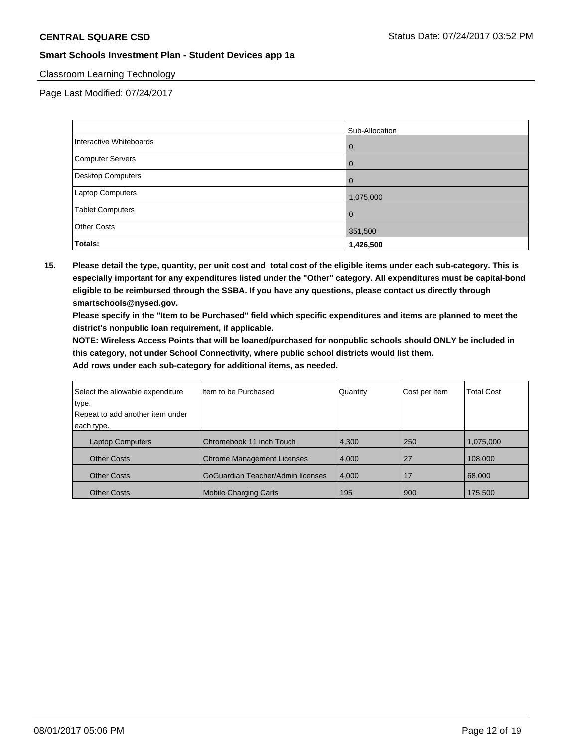**CENTRAL SQUARE CSD**

Status Date: 07/24/2017 03:52 PM

**Smart Schools Investment Plan - Student Devices app 1a**

Classroom Learning Technology

Page Last Modified: 07/24/2017

| | Sub-Allocation |
|---|---|
| Interactive Whiteboards | 0 |
| Computer Servers | 0 |
| Desktop Computers | 0 |
| Laptop Computers | 1,075,000 |
| Tablet Computers | 0 |
| Other Costs | 351,500 |
| **Totals:** | **1,426,500** |

**15. Please detail the type, quantity, per unit cost and total cost of the eligible items under each sub-category. This is especially important for any expenditures listed under the "Other" category. All expenditures must be capital-bond eligible to be reimbursed through the SSBA. If you have any questions, please contact us directly through smartschools@nysed.gov.**

**Please specify in the "Item to be Purchased" field which specific expenditures and items are planned to meet the district's nonpublic loan requirement, if applicable.**

**NOTE: Wireless Access Points that will be loaned/purchased for nonpublic schools should ONLY be included in this category, not under School Connectivity, where public school districts would list them.**

**Add rows under each sub-category for additional items, as needed.**

| Select the allowable expenditure type. Repeat to add another item under each type. | Item to be Purchased | Quantity | Cost per Item | Total Cost |
|---|---|---|---|---|
| Laptop Computers | Chromebook 11 inch Touch | 4,300 | 250 | 1,075,000 |
| Other Costs | Chrome Management Licenses | 4,000 | 27 | 108,000 |
| Other Costs | GoGuardian Teacher/Admin licenses | 4,000 | 17 | 68,000 |
| Other Costs | Mobile Charging Carts | 195 | 900 | 175,500 |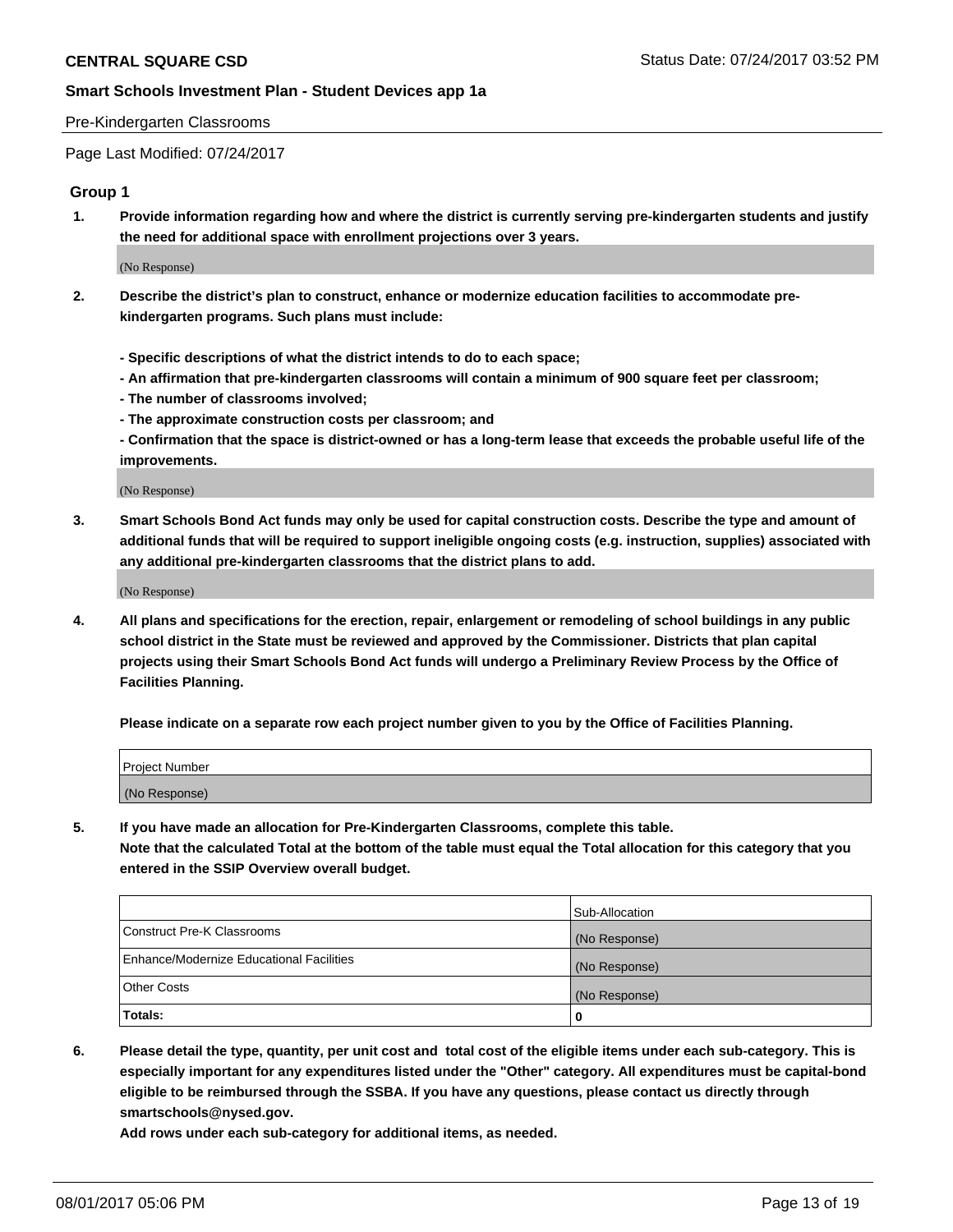Pre-Kindergarten Classrooms

Page Last Modified: 07/24/2017

## Group 1

**1. Provide information regarding how and where the district is currently serving pre-kindergarten students and justify the need for additional space with enrollment projections over 3 years.**

(No Response)

**2. Describe the district's plan to construct, enhance or modernize education facilities to accommodate pre-kindergarten programs. Such plans must include:**

**- Specific descriptions of what the district intends to do to each space;**
**- An affirmation that pre-kindergarten classrooms will contain a minimum of 900 square feet per classroom;**
**- The number of classrooms involved;**
**- The approximate construction costs per classroom; and**
**- Confirmation that the space is district-owned or has a long-term lease that exceeds the probable useful life of the improvements.**

(No Response)

**3. Smart Schools Bond Act funds may only be used for capital construction costs. Describe the type and amount of additional funds that will be required to support ineligible ongoing costs (e.g. instruction, supplies) associated with any additional pre-kindergarten classrooms that the district plans to add.**

(No Response)

**4. All plans and specifications for the erection, repair, enlargement or remodeling of school buildings in any public school district in the State must be reviewed and approved by the Commissioner. Districts that plan capital projects using their Smart Schools Bond Act funds will undergo a Preliminary Review Process by the Office of Facilities Planning.**

**Please indicate on a separate row each project number given to you by the Office of Facilities Planning.**

| Project Number |
|---|
| (No Response) |

**5. If you have made an allocation for Pre-Kindergarten Classrooms, complete this table. Note that the calculated Total at the bottom of the table must equal the Total allocation for this category that you entered in the SSIP Overview overall budget.**

| | Sub-Allocation |
|---|---|
| Construct Pre-K Classrooms | (No Response) |
| Enhance/Modernize Educational Facilities | (No Response) |
| Other Costs | (No Response) |
| **Totals:** | **0** |

**6. Please detail the type, quantity, per unit cost and total cost of the eligible items under each sub-category. This is especially important for any expenditures listed under the "Other" category. All expenditures must be capital-bond eligible to be reimbursed through the SSBA. If you have any questions, please contact us directly through smartschools@nysed.gov.**

**Add rows under each sub-category for additional items, as needed.**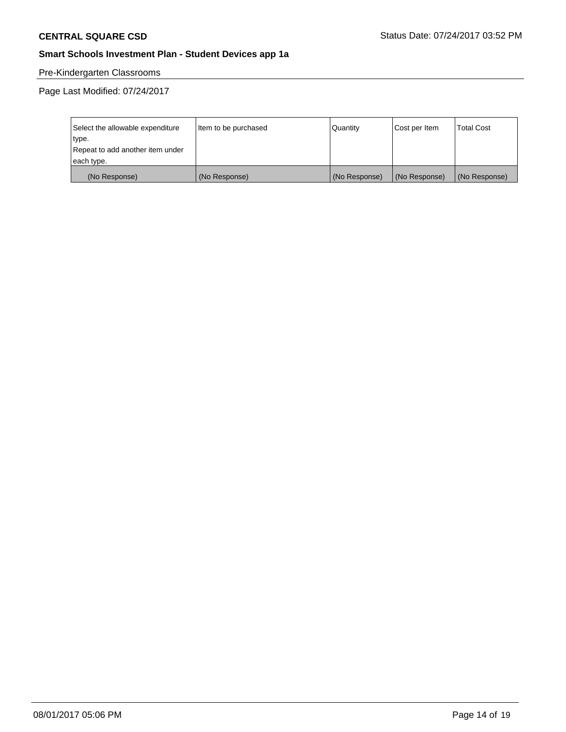Pre-Kindergarten Classrooms

Page Last Modified: 07/24/2017

| Select the allowable expenditure type. Repeat to add another item under each type. | Item to be purchased | Quantity | Cost per Item | Total Cost |
|---|---|---|---|---|
| (No Response) | (No Response) | (No Response) | (No Response) | (No Response) |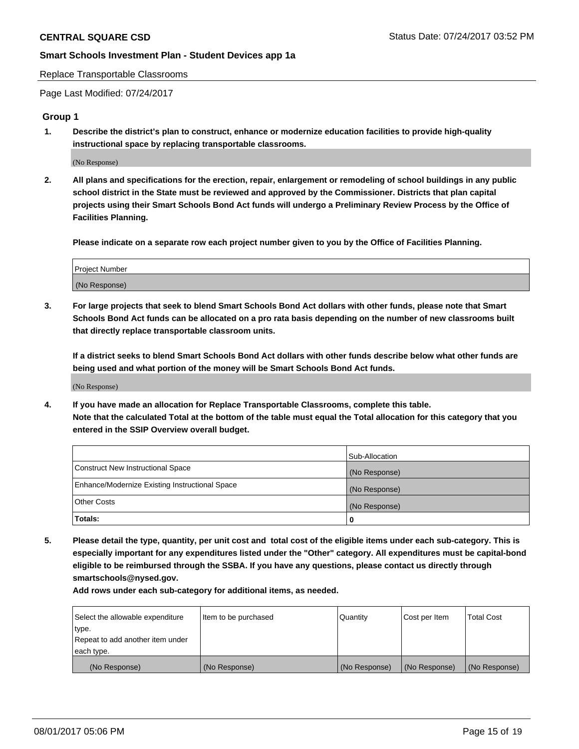Replace Transportable Classrooms

Page Last Modified: 07/24/2017

## Group 1

**1. Describe the district's plan to construct, enhance or modernize education facilities to provide high-quality instructional space by replacing transportable classrooms.**

(No Response)

**2. All plans and specifications for the erection, repair, enlargement or remodeling of school buildings in any public school district in the State must be reviewed and approved by the Commissioner. Districts that plan capital projects using their Smart Schools Bond Act funds will undergo a Preliminary Review Process by the Office of Facilities Planning.**

**Please indicate on a separate row each project number given to you by the Office of Facilities Planning.**

| Project Number |
|---|
| (No Response) |

**3. For large projects that seek to blend Smart Schools Bond Act dollars with other funds, please note that Smart Schools Bond Act funds can be allocated on a pro rata basis depending on the number of new classrooms built that directly replace transportable classroom units.**

**If a district seeks to blend Smart Schools Bond Act dollars with other funds describe below what other funds are being used and what portion of the money will be Smart Schools Bond Act funds.**

(No Response)

**4. If you have made an allocation for Replace Transportable Classrooms, complete this table. Note that the calculated Total at the bottom of the table must equal the Total allocation for this category that you entered in the SSIP Overview overall budget.**

| | Sub-Allocation |
|---|---|
| Construct New Instructional Space | (No Response) |
| Enhance/Modernize Existing Instructional Space | (No Response) |
| Other Costs | (No Response) |
| **Totals:** | **0** |

**5. Please detail the type, quantity, per unit cost and total cost of the eligible items under each sub-category. This is especially important for any expenditures listed under the "Other" category. All expenditures must be capital-bond eligible to be reimbursed through the SSBA. If you have any questions, please contact us directly through smartschools@nysed.gov.**

**Add rows under each sub-category for additional items, as needed.**

| Select the allowable expenditure type. Repeat to add another item under each type. | Item to be purchased | Quantity | Cost per Item | Total Cost |
|---|---|---|---|---|
| (No Response) | (No Response) | (No Response) | (No Response) | (No Response) |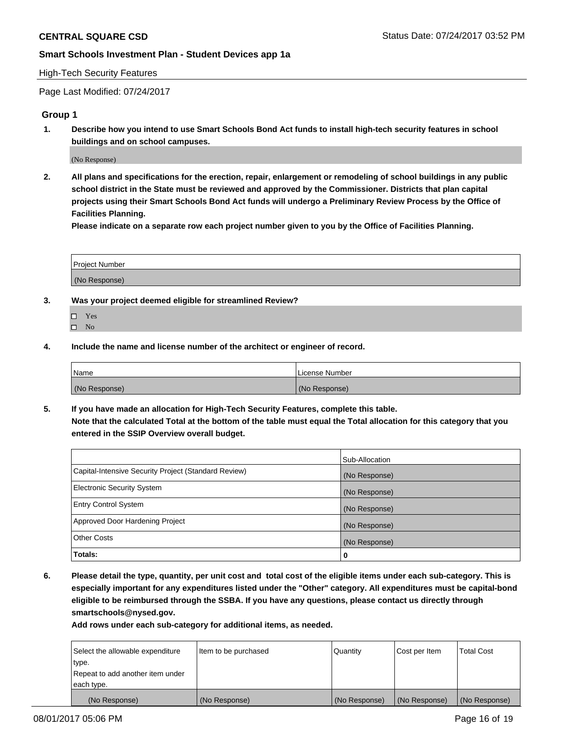**CENTRAL SQUARE CSD** Status Date: 07/24/2017 03:52 PM

**Smart Schools Investment Plan - Student Devices app 1a**

High-Tech Security Features

Page Last Modified: 07/24/2017

### Group 1

**1. Describe how you intend to use Smart Schools Bond Act funds to install high-tech security features in school buildings and on school campuses.**

(No Response)

**2. All plans and specifications for the erection, repair, enlargement or remodeling of school buildings in any public school district in the State must be reviewed and approved by the Commissioner. Districts that plan capital projects using their Smart Schools Bond Act funds will undergo a Preliminary Review Process by the Office of Facilities Planning.**

**Please indicate on a separate row each project number given to you by the Office of Facilities Planning.**

| Project Number |
| --- |
| (No Response) |

**3. Was your project deemed eligible for streamlined Review?**

- ☐ Yes
- ☐ No

**4. Include the name and license number of the architect or engineer of record.**

| Name | License Number |
| --- | --- |
| (No Response) | (No Response) |

**5. If you have made an allocation for High-Tech Security Features, complete this table.**
**Note that the calculated Total at the bottom of the table must equal the Total allocation for this category that you entered in the SSIP Overview overall budget.**

| | Sub-Allocation |
| --- | --- |
| Capital-Intensive Security Project (Standard Review) | (No Response) |
| Electronic Security System | (No Response) |
| Entry Control System | (No Response) |
| Approved Door Hardening Project | (No Response) |
| Other Costs | (No Response) |
| **Totals:** | **0** |

**6. Please detail the type, quantity, per unit cost and total cost of the eligible items under each sub-category. This is especially important for any expenditures listed under the "Other" category. All expenditures must be capital-bond eligible to be reimbursed through the SSBA. If you have any questions, please contact us directly through smartschools@nysed.gov.**

**Add rows under each sub-category for additional items, as needed.**

| Select the allowable expenditure type. Repeat to add another item under each type. | Item to be purchased | Quantity | Cost per Item | Total Cost |
| --- | --- | --- | --- | --- |
| (No Response) | (No Response) | (No Response) | (No Response) | (No Response) |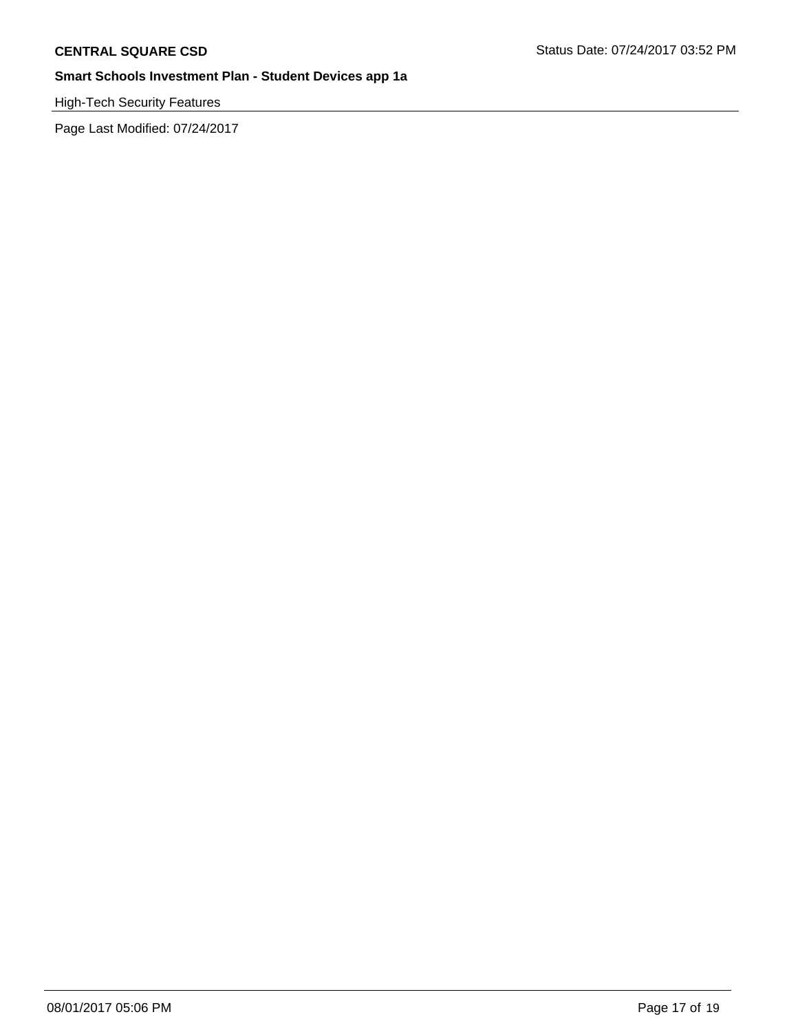High-Tech Security Features

Page Last Modified: 07/24/2017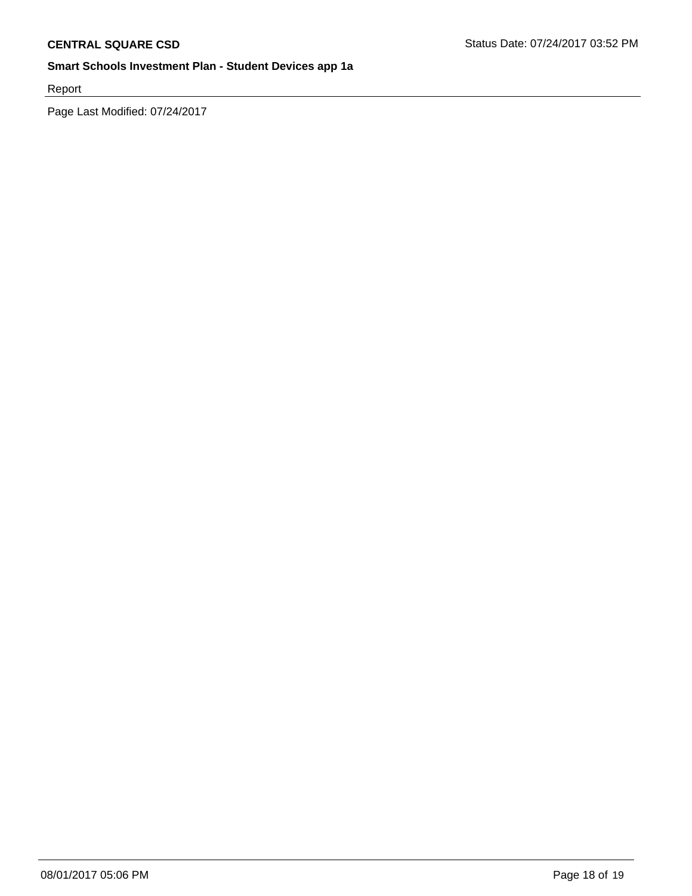Report

Page Last Modified: 07/24/2017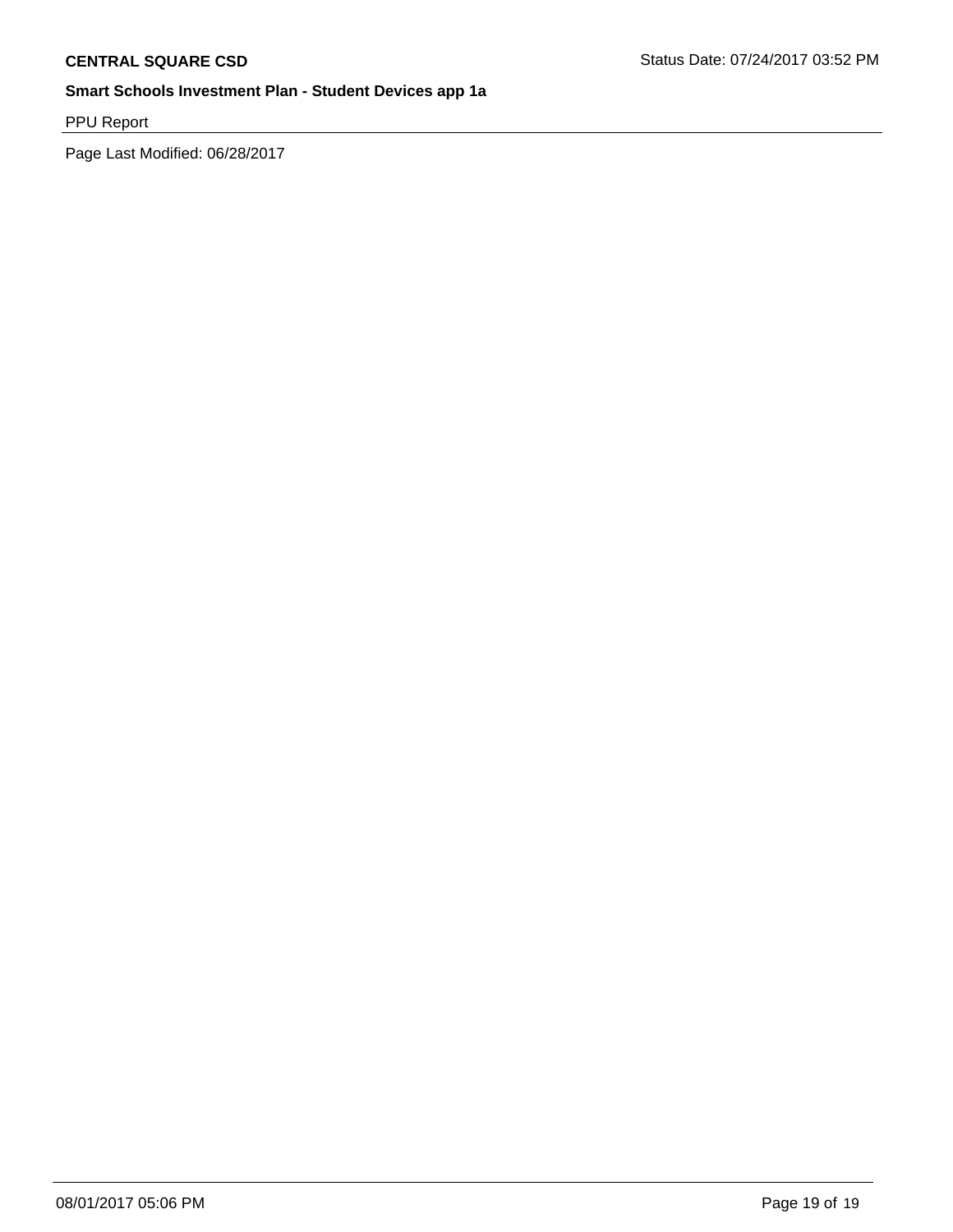Page Last Modified: 06/28/2017